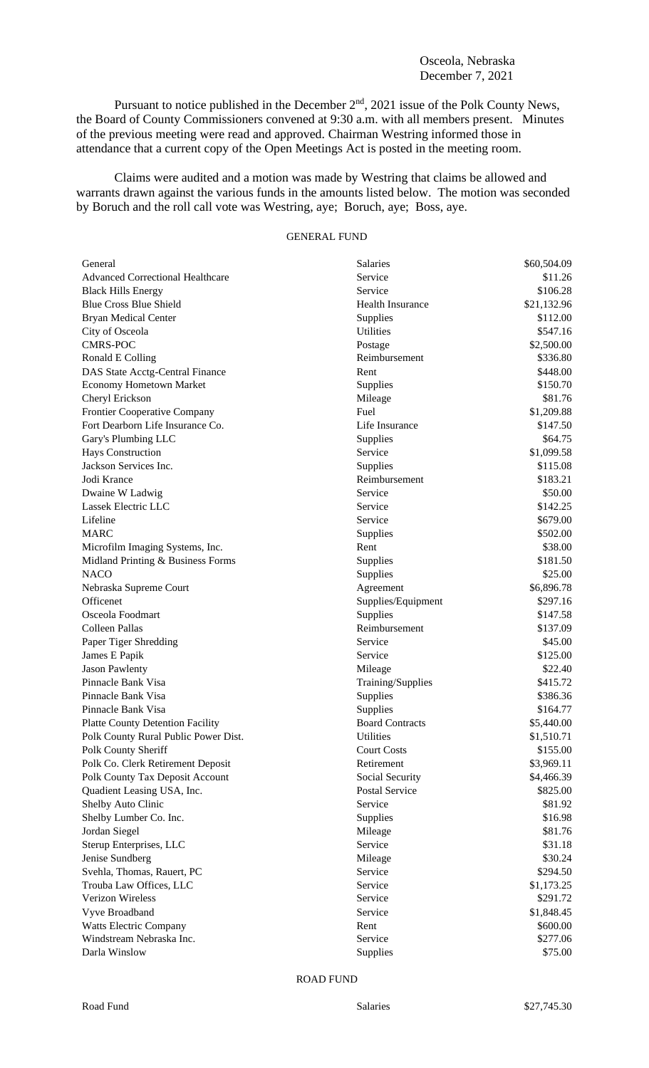Osceola, Nebraska
December 7, 2021

Pursuant to notice published in the December 2nd, 2021 issue of the Polk County News, the Board of County Commissioners convened at 9:30 a.m. with all members present. Minutes of the previous meeting were read and approved. Chairman Westring informed those in attendance that a current copy of the Open Meetings Act is posted in the meeting room.

Claims were audited and a motion was made by Westring that claims be allowed and warrants drawn against the various funds in the amounts listed below. The motion was seconded by Boruch and the roll call vote was Westring, aye; Boruch, aye; Boss, aye.

GENERAL FUND

| | | |
|---|---|---|
| General | Salaries | $60,504.09 |
| Advanced Correctional Healthcare | Service | $11.26 |
| Black Hills Energy | Service | $106.28 |
| Blue Cross Blue Shield | Health Insurance | $21,132.96 |
| Bryan Medical Center | Supplies | $112.00 |
| City of Osceola | Utilities | $547.16 |
| CMRS-POC | Postage | $2,500.00 |
| Ronald E Colling | Reimbursement | $336.80 |
| DAS State Acctg-Central Finance | Rent | $448.00 |
| Economy Hometown Market | Supplies | $150.70 |
| Cheryl Erickson | Mileage | $81.76 |
| Frontier Cooperative Company | Fuel | $1,209.88 |
| Fort Dearborn Life Insurance Co. | Life Insurance | $147.50 |
| Gary's Plumbing LLC | Supplies | $64.75 |
| Hays Construction | Service | $1,099.58 |
| Jackson Services Inc. | Supplies | $115.08 |
| Jodi Krance | Reimbursement | $183.21 |
| Dwaine W Ladwig | Service | $50.00 |
| Lassek Electric LLC | Service | $142.25 |
| Lifeline | Service | $679.00 |
| MARC | Supplies | $502.00 |
| Microfilm Imaging Systems, Inc. | Rent | $38.00 |
| Midland Printing & Business Forms | Supplies | $181.50 |
| NACO | Supplies | $25.00 |
| Nebraska Supreme Court | Agreement | $6,896.78 |
| Officenet | Supplies/Equipment | $297.16 |
| Osceola Foodmart | Supplies | $147.58 |
| Colleen Pallas | Reimbursement | $137.09 |
| Paper Tiger Shredding | Service | $45.00 |
| James E Papik | Service | $125.00 |
| Jason Pawlenty | Mileage | $22.40 |
| Pinnacle Bank Visa | Training/Supplies | $415.72 |
| Pinnacle Bank Visa | Supplies | $386.36 |
| Pinnacle Bank Visa | Supplies | $164.77 |
| Platte County Detention Facility | Board Contracts | $5,440.00 |
| Polk County Rural Public Power Dist. | Utilities | $1,510.71 |
| Polk County Sheriff | Court Costs | $155.00 |
| Polk Co. Clerk Retirement Deposit | Retirement | $3,969.11 |
| Polk County Tax Deposit Account | Social Security | $4,466.39 |
| Quadient Leasing USA, Inc. | Postal Service | $825.00 |
| Shelby Auto Clinic | Service | $81.92 |
| Shelby Lumber Co. Inc. | Supplies | $16.98 |
| Jordan Siegel | Mileage | $81.76 |
| Sterup Enterprises, LLC | Service | $31.18 |
| Jenise Sundberg | Mileage | $30.24 |
| Svehla, Thomas, Rauert, PC | Service | $294.50 |
| Trouba Law Offices, LLC | Service | $1,173.25 |
| Verizon Wireless | Service | $291.72 |
| Vyve Broadband | Service | $1,848.45 |
| Watts Electric Company | Rent | $600.00 |
| Windstream Nebraska Inc. | Service | $277.06 |
| Darla Winslow | Supplies | $75.00 |

ROAD FUND

| | | |
|---|---|---|
| Road Fund | Salaries | $27,745.30 |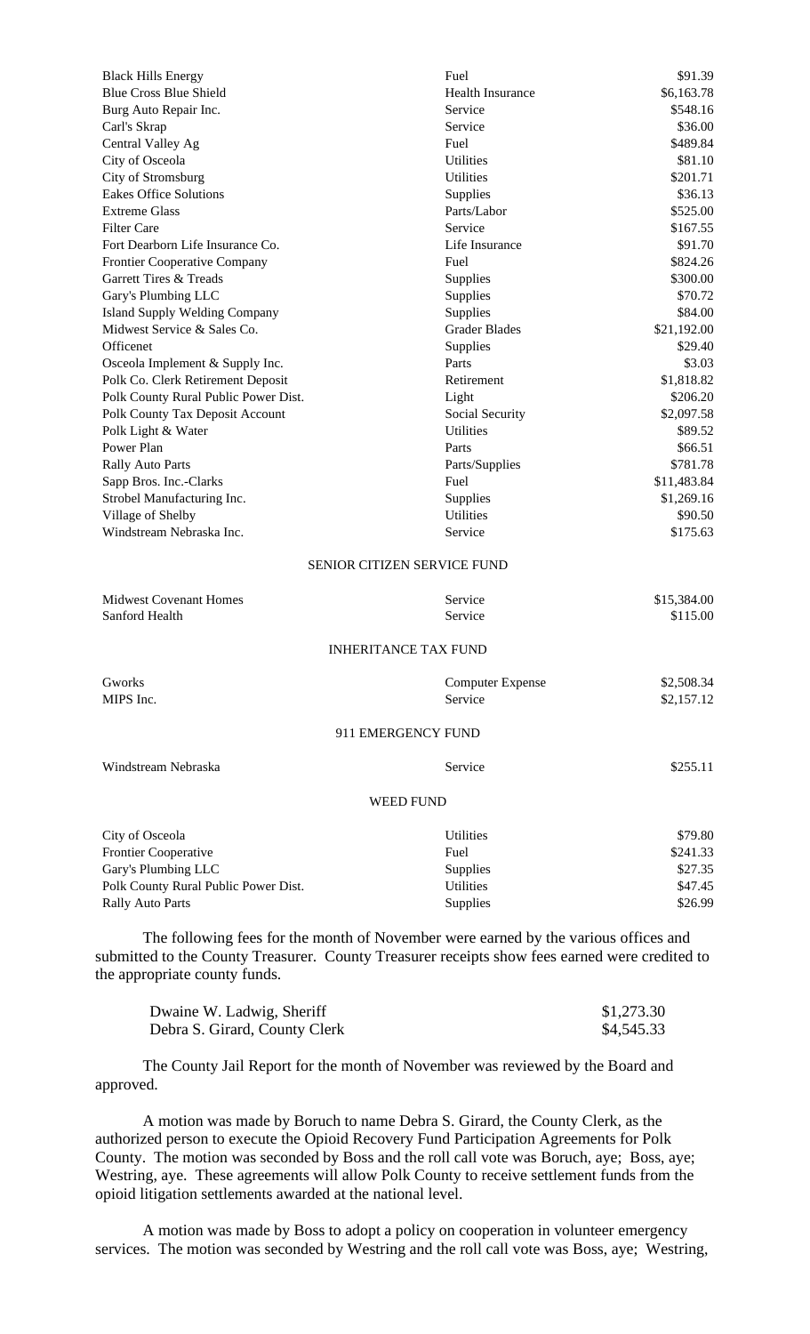| | | |
|---|---|---|
| Black Hills Energy | Fuel | \$91.39 |
| Blue Cross Blue Shield | Health Insurance | \$6,163.78 |
| Burg Auto Repair Inc. | Service | \$548.16 |
| Carl's Skrap | Service | \$36.00 |
| Central Valley Ag | Fuel | \$489.84 |
| City of Osceola | Utilities | \$81.10 |
| City of Stromsburg | Utilities | \$201.71 |
| Eakes Office Solutions | Supplies | \$36.13 |
| Extreme Glass | Parts/Labor | \$525.00 |
| Filter Care | Service | \$167.55 |
| Fort Dearborn Life Insurance Co. | Life Insurance | \$91.70 |
| Frontier Cooperative Company | Fuel | \$824.26 |
| Garrett Tires & Treads | Supplies | \$300.00 |
| Gary's Plumbing LLC | Supplies | \$70.72 |
| Island Supply Welding Company | Supplies | \$84.00 |
| Midwest Service & Sales Co. | Grader Blades | \$21,192.00 |
| Officenet | Supplies | \$29.40 |
| Osceola Implement & Supply Inc. | Parts | \$3.03 |
| Polk Co. Clerk Retirement Deposit | Retirement | \$1,818.82 |
| Polk County Rural Public Power Dist. | Light | \$206.20 |
| Polk County Tax Deposit Account | Social Security | \$2,097.58 |
| Polk Light & Water | Utilities | \$89.52 |
| Power Plan | Parts | \$66.51 |
| Rally Auto Parts | Parts/Supplies | \$781.78 |
| Sapp Bros. Inc.-Clarks | Fuel | \$11,483.84 |
| Strobel Manufacturing Inc. | Supplies | \$1,269.16 |
| Village of Shelby | Utilities | \$90.50 |
| Windstream Nebraska Inc. | Service | \$175.63 |

SENIOR CITIZEN SERVICE FUND

| | | |
|---|---|---|
| Midwest Covenant Homes | Service | \$15,384.00 |
| Sanford Health | Service | \$115.00 |

INHERITANCE TAX FUND

| | | |
|---|---|---|
| Gworks | Computer Expense | \$2,508.34 |
| MIPS Inc. | Service | \$2,157.12 |

911 EMERGENCY FUND

| | | |
|---|---|---|
| Windstream Nebraska | Service | \$255.11 |

WEED FUND

| | | |
|---|---|---|
| City of Osceola | Utilities | \$79.80 |
| Frontier Cooperative | Fuel | \$241.33 |
| Gary's Plumbing LLC | Supplies | \$27.35 |
| Polk County Rural Public Power Dist. | Utilities | \$47.45 |
| Rally Auto Parts | Supplies | \$26.99 |

The following fees for the month of November were earned by the various offices and submitted to the County Treasurer. County Treasurer receipts show fees earned were credited to the appropriate county funds.

| | |
|---|---|
| Dwaine W. Ladwig, Sheriff | \$1,273.30 |
| Debra S. Girard, County Clerk | \$4,545.33 |

The County Jail Report for the month of November was reviewed by the Board and approved.

A motion was made by Boruch to name Debra S. Girard, the County Clerk, as the authorized person to execute the Opioid Recovery Fund Participation Agreements for Polk County. The motion was seconded by Boss and the roll call vote was Boruch, aye; Boss, aye; Westring, aye. These agreements will allow Polk County to receive settlement funds from the opioid litigation settlements awarded at the national level.

A motion was made by Boss to adopt a policy on cooperation in volunteer emergency services. The motion was seconded by Westring and the roll call vote was Boss, aye; Westring,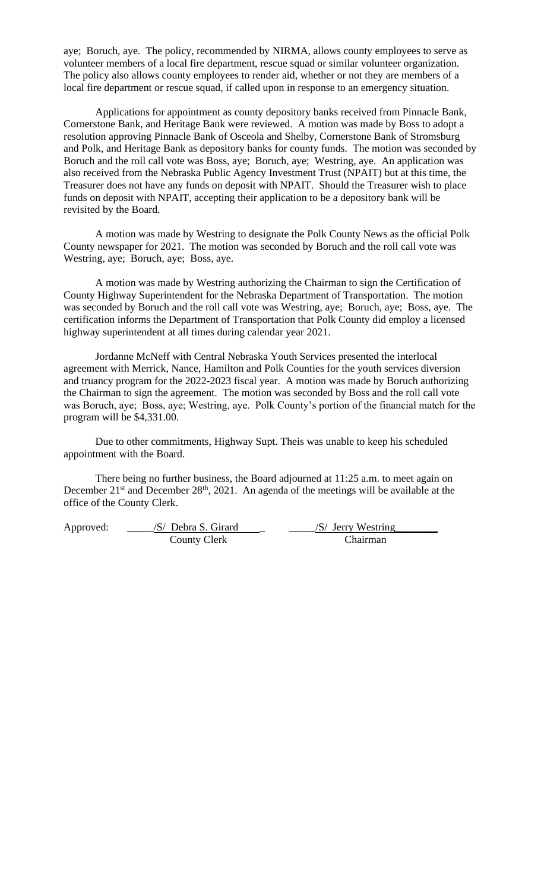aye; Boruch, aye. The policy, recommended by NIRMA, allows county employees to serve as volunteer members of a local fire department, rescue squad or similar volunteer organization. The policy also allows county employees to render aid, whether or not they are members of a local fire department or rescue squad, if called upon in response to an emergency situation.

Applications for appointment as county depository banks received from Pinnacle Bank, Cornerstone Bank, and Heritage Bank were reviewed. A motion was made by Boss to adopt a resolution approving Pinnacle Bank of Osceola and Shelby, Cornerstone Bank of Stromsburg and Polk, and Heritage Bank as depository banks for county funds. The motion was seconded by Boruch and the roll call vote was Boss, aye; Boruch, aye; Westring, aye. An application was also received from the Nebraska Public Agency Investment Trust (NPAIT) but at this time, the Treasurer does not have any funds on deposit with NPAIT. Should the Treasurer wish to place funds on deposit with NPAIT, accepting their application to be a depository bank will be revisited by the Board.

A motion was made by Westring to designate the Polk County News as the official Polk County newspaper for 2021. The motion was seconded by Boruch and the roll call vote was Westring, aye; Boruch, aye; Boss, aye.

A motion was made by Westring authorizing the Chairman to sign the Certification of County Highway Superintendent for the Nebraska Department of Transportation. The motion was seconded by Boruch and the roll call vote was Westring, aye; Boruch, aye; Boss, aye. The certification informs the Department of Transportation that Polk County did employ a licensed highway superintendent at all times during calendar year 2021.

Jordanne McNeff with Central Nebraska Youth Services presented the interlocal agreement with Merrick, Nance, Hamilton and Polk Counties for the youth services diversion and truancy program for the 2022-2023 fiscal year. A motion was made by Boruch authorizing the Chairman to sign the agreement. The motion was seconded by Boss and the roll call vote was Boruch, aye; Boss, aye; Westring, aye. Polk County's portion of the financial match for the program will be $4,331.00.

Due to other commitments, Highway Supt. Theis was unable to keep his scheduled appointment with the Board.

There being no further business, the Board adjourned at 11:25 a.m. to meet again on December 21st and December 28th, 2021. An agenda of the meetings will be available at the office of the County Clerk.

Approved: /S/ Debra S. Girard — County Clerk /S/ Jerry Westring — Chairman